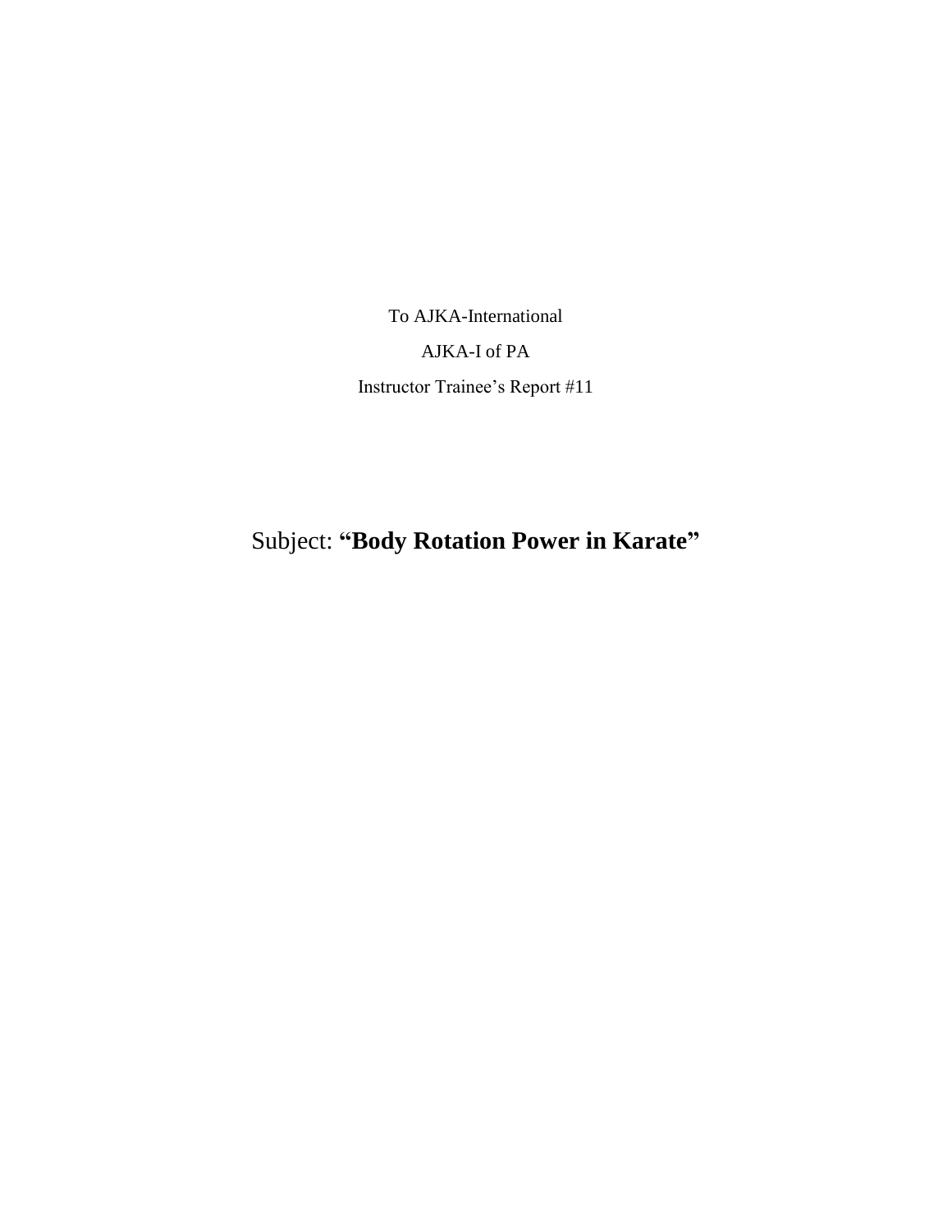To AJKA-International

AJKA-I of PA

Instructor Trainee's Report #11

# Subject: **"Body Rotation Power in Karate"**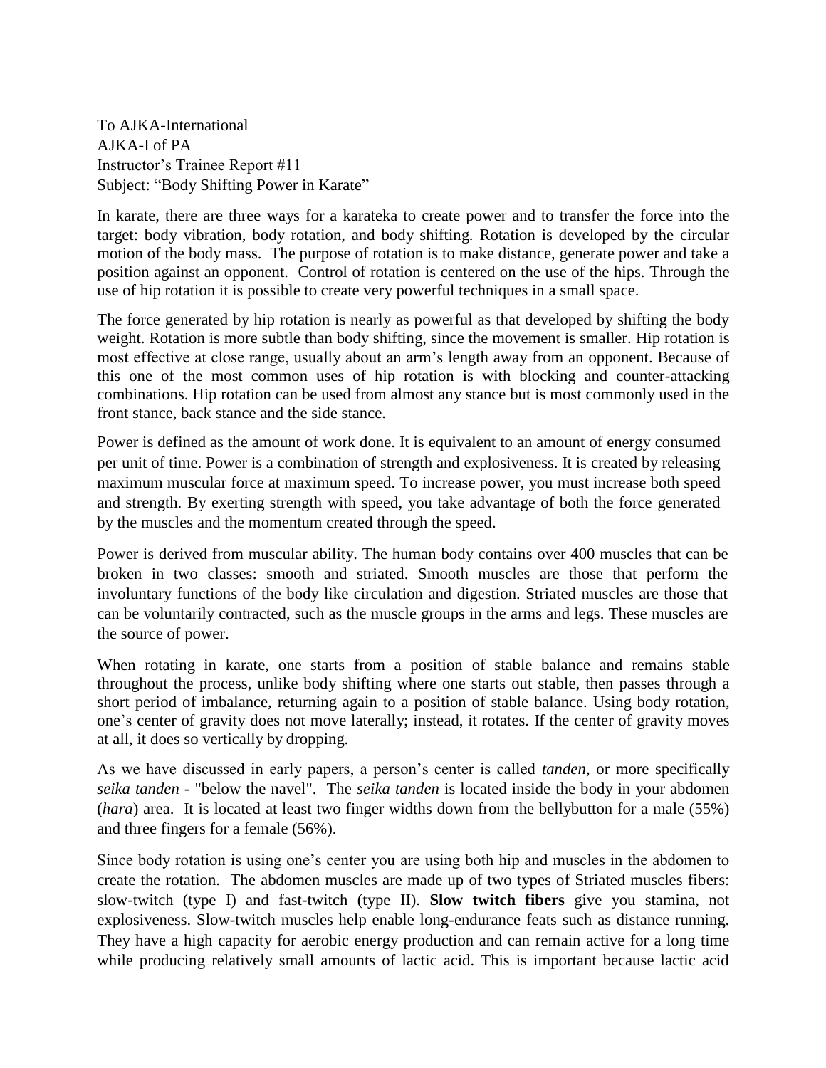To AJKA-International  
AJKA-I of PA  
Instructor's Trainee Report #11  
Subject: "Body Shifting Power in Karate"

In karate, there are three ways for a karateka to create power and to transfer the force into the target: body vibration, body rotation, and body shifting. Rotation is developed by the circular motion of the body mass. The purpose of rotation is to make distance, generate power and take a position against an opponent. Control of rotation is centered on the use of the hips. Through the use of hip rotation it is possible to create very powerful techniques in a small space.

The force generated by hip rotation is nearly as powerful as that developed by shifting the body weight. Rotation is more subtle than body shifting, since the movement is smaller. Hip rotation is most effective at close range, usually about an arm's length away from an opponent. Because of this one of the most common uses of hip rotation is with blocking and counter-attacking combinations. Hip rotation can be used from almost any stance but is most commonly used in the front stance, back stance and the side stance.

Power is defined as the amount of work done. It is equivalent to an amount of energy consumed per unit of time. Power is a combination of strength and explosiveness. It is created by releasing maximum muscular force at maximum speed. To increase power, you must increase both speed and strength. By exerting strength with speed, you take advantage of both the force generated by the muscles and the momentum created through the speed.

Power is derived from muscular ability. The human body contains over 400 muscles that can be broken in two classes: smooth and striated. Smooth muscles are those that perform the involuntary functions of the body like circulation and digestion. Striated muscles are those that can be voluntarily contracted, such as the muscle groups in the arms and legs. These muscles are the source of power.

When rotating in karate, one starts from a position of stable balance and remains stable throughout the process, unlike body shifting where one starts out stable, then passes through a short period of imbalance, returning again to a position of stable balance. Using body rotation, one's center of gravity does not move laterally; instead, it rotates. If the center of gravity moves at all, it does so vertically by dropping.

As we have discussed in early papers, a person's center is called *tanden,* or more specifically *seika tanden* - "below the navel". The *seika tanden* is located inside the body in your abdomen (*hara*) area. It is located at least two finger widths down from the bellybutton for a male (55%) and three fingers for a female (56%).

Since body rotation is using one's center you are using both hip and muscles in the abdomen to create the rotation. The abdomen muscles are made up of two types of Striated muscles fibers: slow-twitch (type I) and fast-twitch (type II). **Slow twitch fibers** give you stamina, not explosiveness. Slow-twitch muscles help enable long-endurance feats such as distance running. They have a high capacity for aerobic energy production and can remain active for a long time while producing relatively small amounts of lactic acid. This is important because lactic acid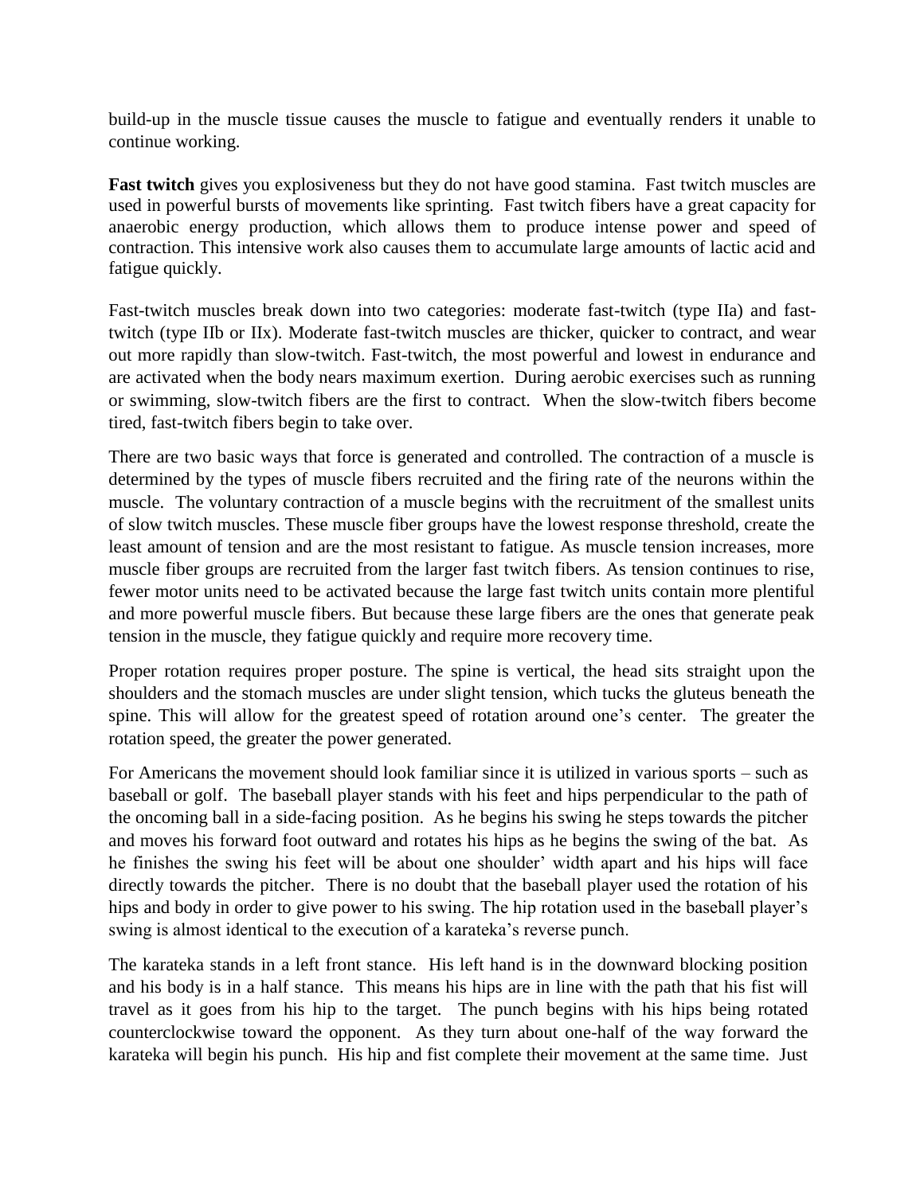build-up in the muscle tissue causes the muscle to fatigue and eventually renders it unable to continue working.

**Fast twitch** gives you explosiveness but they do not have good stamina. Fast twitch muscles are used in powerful bursts of movements like sprinting. Fast twitch fibers have a great capacity for anaerobic energy production, which allows them to produce intense power and speed of contraction. This intensive work also causes them to accumulate large amounts of lactic acid and fatigue quickly.

Fast-twitch muscles break down into two categories: moderate fast-twitch (type IIa) and fast-twitch (type IIb or IIx). Moderate fast-twitch muscles are thicker, quicker to contract, and wear out more rapidly than slow-twitch. Fast-twitch, the most powerful and lowest in endurance and are activated when the body nears maximum exertion. During aerobic exercises such as running or swimming, slow-twitch fibers are the first to contract. When the slow-twitch fibers become tired, fast-twitch fibers begin to take over.

There are two basic ways that force is generated and controlled. The contraction of a muscle is determined by the types of muscle fibers recruited and the firing rate of the neurons within the muscle. The voluntary contraction of a muscle begins with the recruitment of the smallest units of slow twitch muscles. These muscle fiber groups have the lowest response threshold, create the least amount of tension and are the most resistant to fatigue. As muscle tension increases, more muscle fiber groups are recruited from the larger fast twitch fibers. As tension continues to rise, fewer motor units need to be activated because the large fast twitch units contain more plentiful and more powerful muscle fibers. But because these large fibers are the ones that generate peak tension in the muscle, they fatigue quickly and require more recovery time.

Proper rotation requires proper posture. The spine is vertical, the head sits straight upon the shoulders and the stomach muscles are under slight tension, which tucks the gluteus beneath the spine. This will allow for the greatest speed of rotation around one's center. The greater the rotation speed, the greater the power generated.

For Americans the movement should look familiar since it is utilized in various sports – such as baseball or golf. The baseball player stands with his feet and hips perpendicular to the path of the oncoming ball in a side-facing position. As he begins his swing he steps towards the pitcher and moves his forward foot outward and rotates his hips as he begins the swing of the bat. As he finishes the swing his feet will be about one shoulder' width apart and his hips will face directly towards the pitcher. There is no doubt that the baseball player used the rotation of his hips and body in order to give power to his swing. The hip rotation used in the baseball player's swing is almost identical to the execution of a karateka's reverse punch.

The karateka stands in a left front stance. His left hand is in the downward blocking position and his body is in a half stance. This means his hips are in line with the path that his fist will travel as it goes from his hip to the target. The punch begins with his hips being rotated counterclockwise toward the opponent. As they turn about one-half of the way forward the karateka will begin his punch. His hip and fist complete their movement at the same time. Just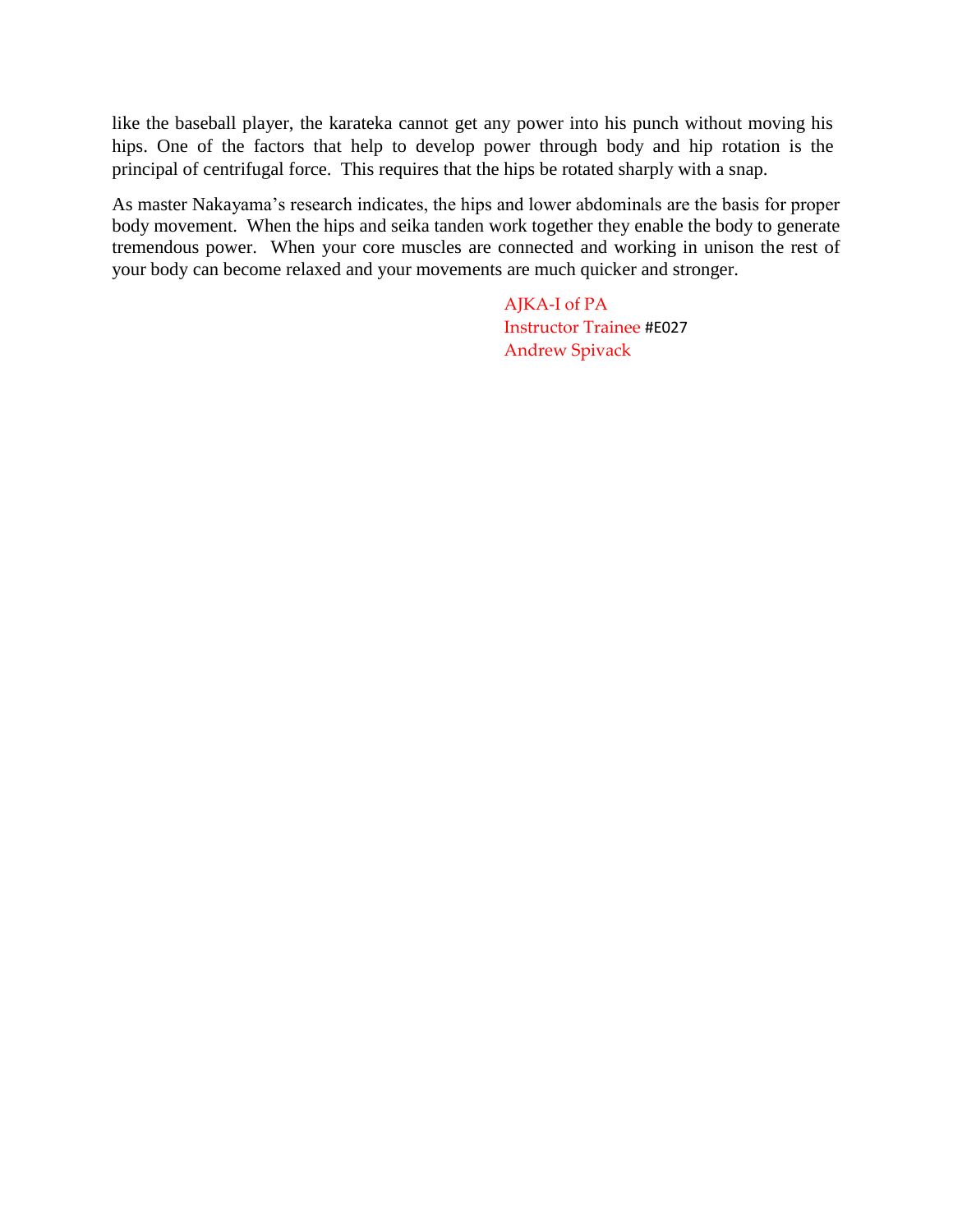like the baseball player, the karateka cannot get any power into his punch without moving his hips. One of the factors that help to develop power through body and hip rotation is the principal of centrifugal force. This requires that the hips be rotated sharply with a snap.

As master Nakayama's research indicates, the hips and lower abdominals are the basis for proper body movement. When the hips and seika tanden work together they enable the body to generate tremendous power. When your core muscles are connected and working in unison the rest of your body can become relaxed and your movements are much quicker and stronger.

AJKA-I of PA
Instructor Trainee #E027
Andrew Spivack